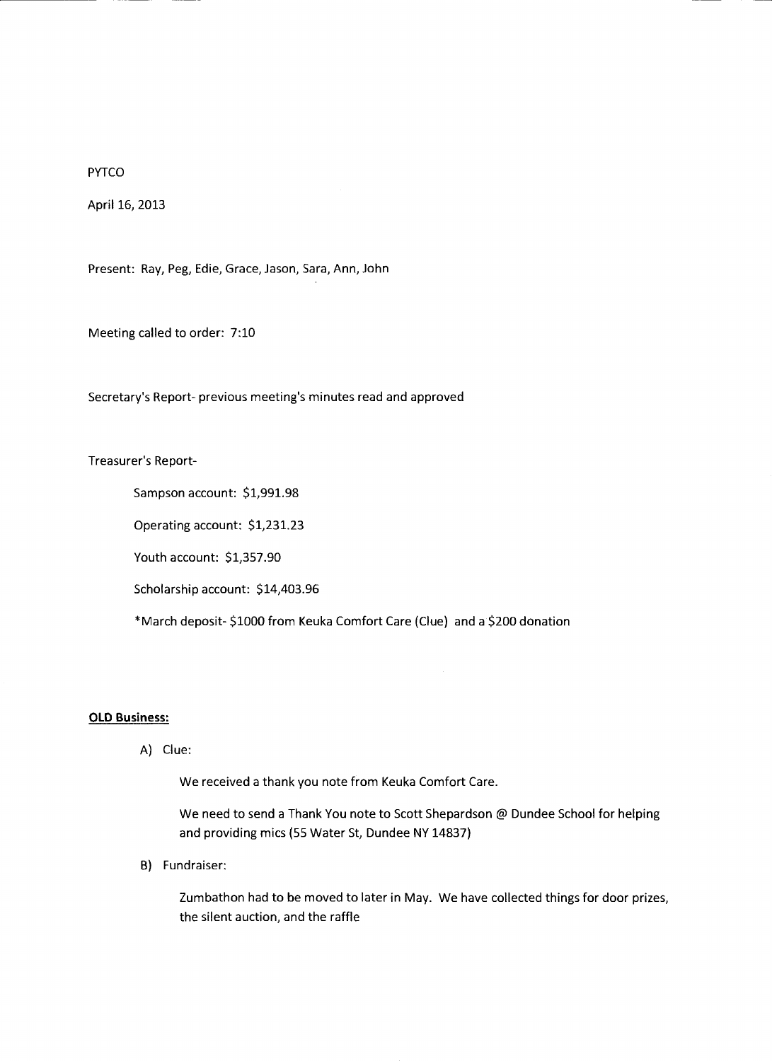PYTCO

April 16, 2013

Present: Ray, Peg, Edie, Grace, Jason, Sara, Ann, John

Meeting called to order: 7:10

Secretary's Report- previous meeting's minutes read and approved

Treasurer's Report-

Sampson account: $1,991.98

Operating account: $1,231.23

Youth account: $1,357.90

Scholarship account: $14,403.96

*March deposit- $1000 from Keuka Comfort Care (Clue) and a $200 donation

**OLD Business:**

A) Clue:

We received a thank you note from Keuka Comfort Care.

We need to send a Thank You note to Scott Shepardson @ Dundee School for helping and providing mics (55 Water St, Dundee NY 14837)

B) Fundraiser:

Zumbathon had to be moved to later in May. We have collected things for door prizes, the silent auction, and the raffle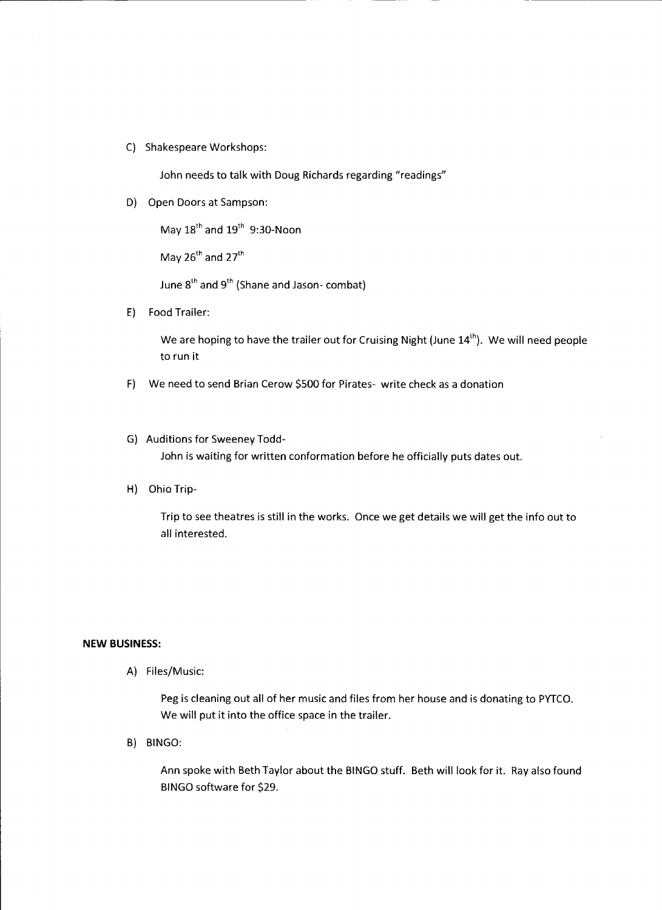C) Shakespeare Workshops:

John needs to talk with Doug Richards regarding "readings"

D) Open Doors at Sampson:

May 18th and 19th 9:30-Noon

May 26th and 27th

June 8th and 9th (Shane and Jason- combat)

E) Food Trailer:

We are hoping to have the trailer out for Cruising Night (June 14th). We will need people to run it

F) We need to send Brian Cerow $500 for Pirates- write check as a donation

G) Auditions for Sweeney Todd-

John is waiting for written conformation before he officially puts dates out.

H) Ohio Trip-

Trip to see theatres is still in the works. Once we get details we will get the info out to all interested.

**NEW BUSINESS:**

A) Files/Music:

Peg is cleaning out all of her music and files from her house and is donating to PYTCO. We will put it into the office space in the trailer.

B) BINGO:

Ann spoke with Beth Taylor about the BINGO stuff. Beth will look for it. Ray also found BINGO software for $29.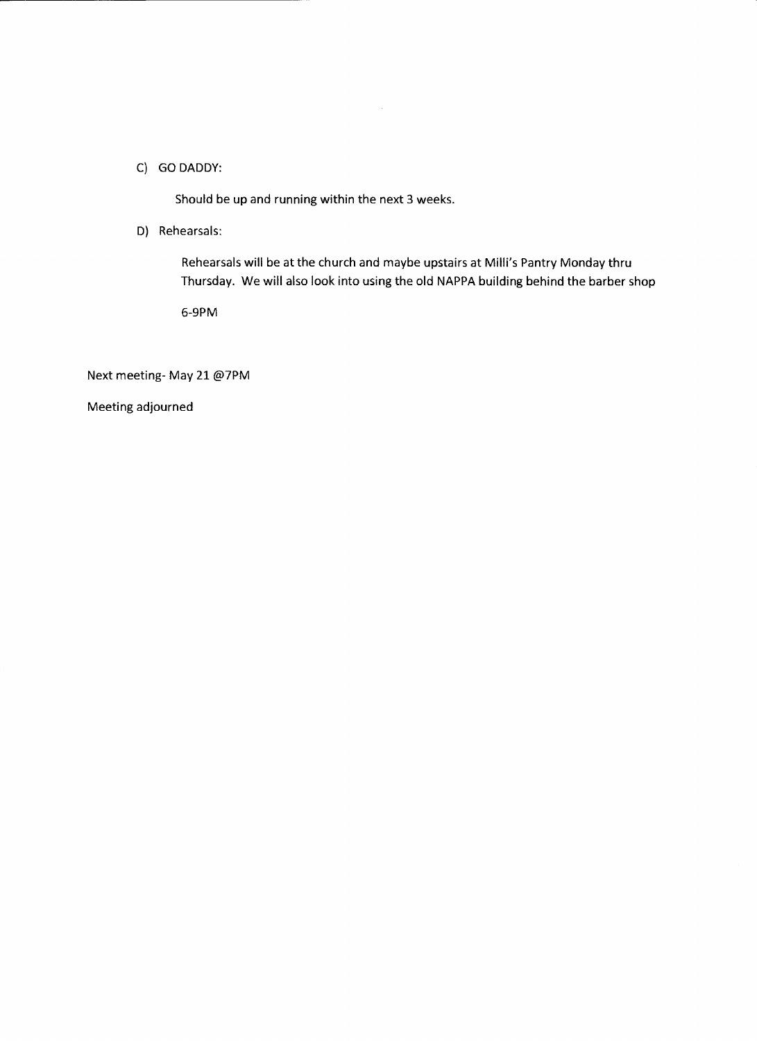C) GO DADDY:

Should be up and running within the next 3 weeks.

D) Rehearsals:

Rehearsals will be at the church and maybe upstairs at Milli's Pantry Monday thru Thursday. We will also look into using the old NAPPA building behind the barber shop

6-9PM

Next meeting- May 21 @7PM

Meeting adjourned